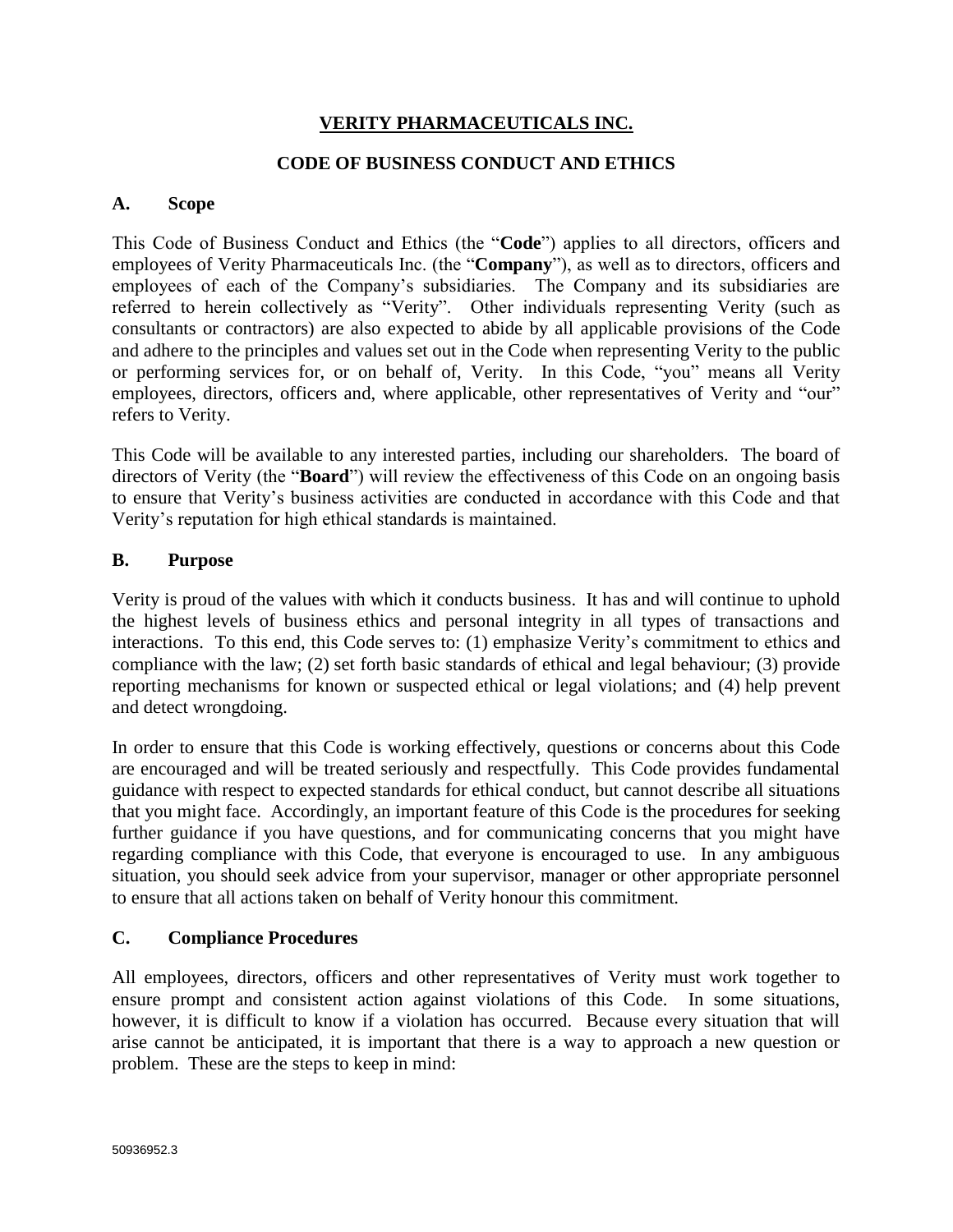# VERITY PHARMACEUTICALS INC.

## CODE OF BUSINESS CONDUCT AND ETHICS

### A. Scope

This Code of Business Conduct and Ethics (the "**Code**") applies to all directors, officers and employees of Verity Pharmaceuticals Inc. (the "**Company**"), as well as to directors, officers and employees of each of the Company's subsidiaries. The Company and its subsidiaries are referred to herein collectively as "Verity". Other individuals representing Verity (such as consultants or contractors) are also expected to abide by all applicable provisions of the Code and adhere to the principles and values set out in the Code when representing Verity to the public or performing services for, or on behalf of, Verity. In this Code, "you" means all Verity employees, directors, officers and, where applicable, other representatives of Verity and "our" refers to Verity.

This Code will be available to any interested parties, including our shareholders. The board of directors of Verity (the "**Board**") will review the effectiveness of this Code on an ongoing basis to ensure that Verity's business activities are conducted in accordance with this Code and that Verity's reputation for high ethical standards is maintained.

### B. Purpose

Verity is proud of the values with which it conducts business. It has and will continue to uphold the highest levels of business ethics and personal integrity in all types of transactions and interactions. To this end, this Code serves to: (1) emphasize Verity's commitment to ethics and compliance with the law; (2) set forth basic standards of ethical and legal behaviour; (3) provide reporting mechanisms for known or suspected ethical or legal violations; and (4) help prevent and detect wrongdoing.

In order to ensure that this Code is working effectively, questions or concerns about this Code are encouraged and will be treated seriously and respectfully. This Code provides fundamental guidance with respect to expected standards for ethical conduct, but cannot describe all situations that you might face. Accordingly, an important feature of this Code is the procedures for seeking further guidance if you have questions, and for communicating concerns that you might have regarding compliance with this Code, that everyone is encouraged to use. In any ambiguous situation, you should seek advice from your supervisor, manager or other appropriate personnel to ensure that all actions taken on behalf of Verity honour this commitment.

### C. Compliance Procedures

All employees, directors, officers and other representatives of Verity must work together to ensure prompt and consistent action against violations of this Code. In some situations, however, it is difficult to know if a violation has occurred. Because every situation that will arise cannot be anticipated, it is important that there is a way to approach a new question or problem. These are the steps to keep in mind: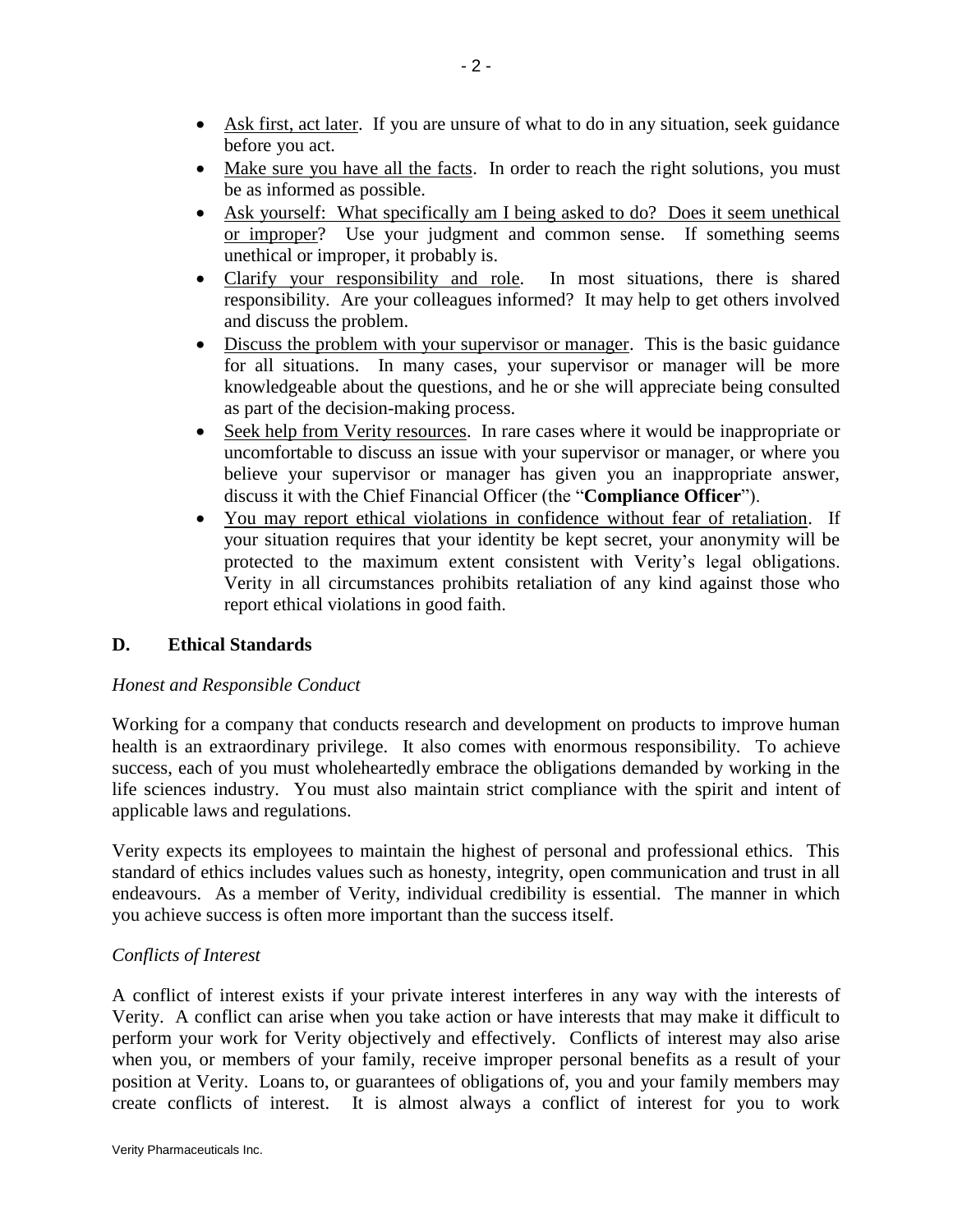- Ask first, act later. If you are unsure of what to do in any situation, seek guidance before you act.
- Make sure you have all the facts. In order to reach the right solutions, you must be as informed as possible.
- Ask yourself: What specifically am I being asked to do? Does it seem unethical or improper? Use your judgment and common sense. If something seems unethical or improper, it probably is.
- Clarify your responsibility and role. In most situations, there is shared responsibility. Are your colleagues informed? It may help to get others involved and discuss the problem.
- Discuss the problem with your supervisor or manager. This is the basic guidance for all situations. In many cases, your supervisor or manager will be more knowledgeable about the questions, and he or she will appreciate being consulted as part of the decision-making process.
- Seek help from Verity resources. In rare cases where it would be inappropriate or uncomfortable to discuss an issue with your supervisor or manager, or where you believe your supervisor or manager has given you an inappropriate answer, discuss it with the Chief Financial Officer (the "**Compliance Officer**").
- You may report ethical violations in confidence without fear of retaliation. If your situation requires that your identity be kept secret, your anonymity will be protected to the maximum extent consistent with Verity's legal obligations. Verity in all circumstances prohibits retaliation of any kind against those who report ethical violations in good faith.

## D. Ethical Standards

*Honest and Responsible Conduct*

Working for a company that conducts research and development on products to improve human health is an extraordinary privilege. It also comes with enormous responsibility. To achieve success, each of you must wholeheartedly embrace the obligations demanded by working in the life sciences industry. You must also maintain strict compliance with the spirit and intent of applicable laws and regulations.

Verity expects its employees to maintain the highest of personal and professional ethics. This standard of ethics includes values such as honesty, integrity, open communication and trust in all endeavours. As a member of Verity, individual credibility is essential. The manner in which you achieve success is often more important than the success itself.

*Conflicts of Interest*

A conflict of interest exists if your private interest interferes in any way with the interests of Verity. A conflict can arise when you take action or have interests that may make it difficult to perform your work for Verity objectively and effectively. Conflicts of interest may also arise when you, or members of your family, receive improper personal benefits as a result of your position at Verity. Loans to, or guarantees of obligations of, you and your family members may create conflicts of interest. It is almost always a conflict of interest for you to work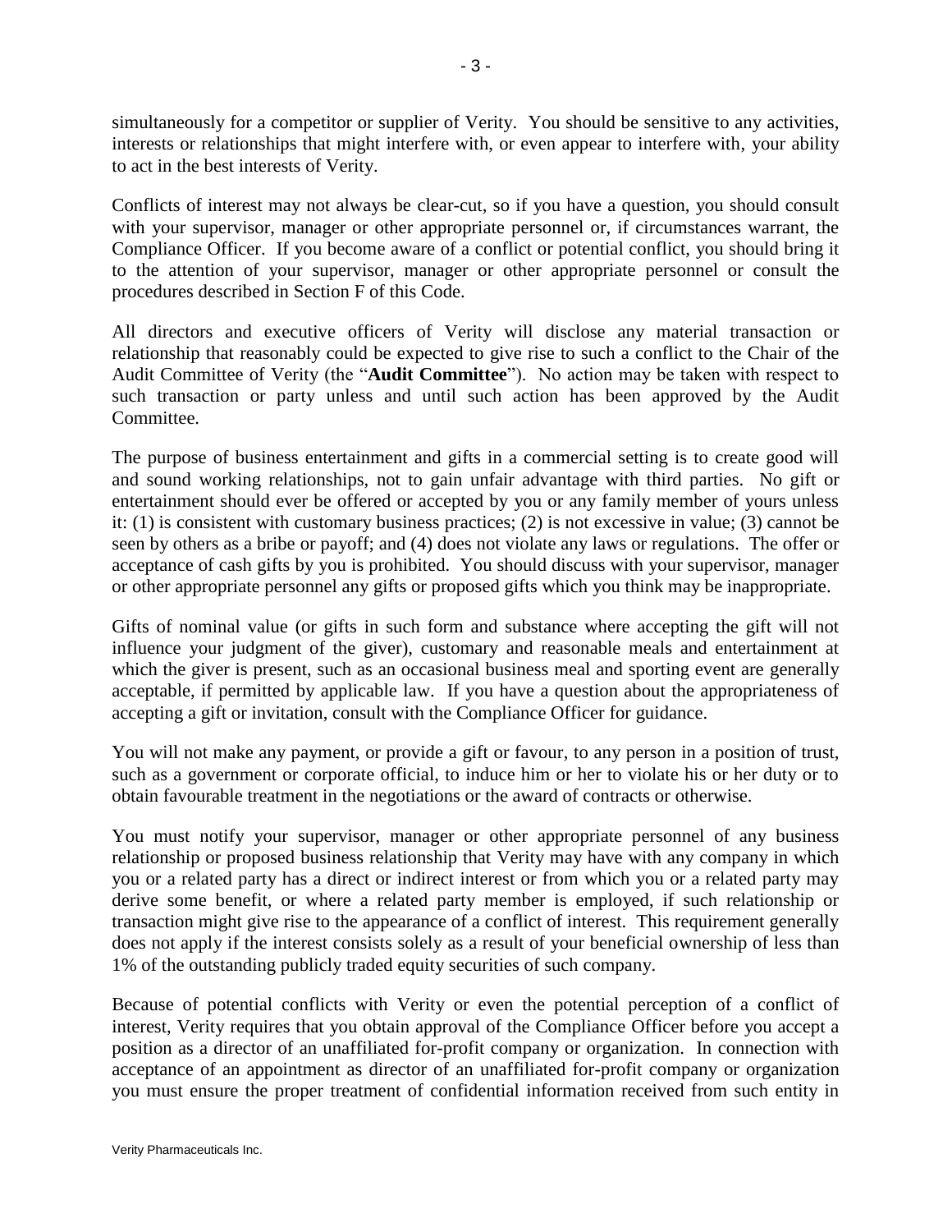simultaneously for a competitor or supplier of Verity. You should be sensitive to any activities, interests or relationships that might interfere with, or even appear to interfere with, your ability to act in the best interests of Verity.

Conflicts of interest may not always be clear-cut, so if you have a question, you should consult with your supervisor, manager or other appropriate personnel or, if circumstances warrant, the Compliance Officer. If you become aware of a conflict or potential conflict, you should bring it to the attention of your supervisor, manager or other appropriate personnel or consult the procedures described in Section F of this Code.

All directors and executive officers of Verity will disclose any material transaction or relationship that reasonably could be expected to give rise to such a conflict to the Chair of the Audit Committee of Verity (the "**Audit Committee**"). No action may be taken with respect to such transaction or party unless and until such action has been approved by the Audit Committee.

The purpose of business entertainment and gifts in a commercial setting is to create good will and sound working relationships, not to gain unfair advantage with third parties. No gift or entertainment should ever be offered or accepted by you or any family member of yours unless it: (1) is consistent with customary business practices; (2) is not excessive in value; (3) cannot be seen by others as a bribe or payoff; and (4) does not violate any laws or regulations. The offer or acceptance of cash gifts by you is prohibited. You should discuss with your supervisor, manager or other appropriate personnel any gifts or proposed gifts which you think may be inappropriate.

Gifts of nominal value (or gifts in such form and substance where accepting the gift will not influence your judgment of the giver), customary and reasonable meals and entertainment at which the giver is present, such as an occasional business meal and sporting event are generally acceptable, if permitted by applicable law. If you have a question about the appropriateness of accepting a gift or invitation, consult with the Compliance Officer for guidance.

You will not make any payment, or provide a gift or favour, to any person in a position of trust, such as a government or corporate official, to induce him or her to violate his or her duty or to obtain favourable treatment in the negotiations or the award of contracts or otherwise.

You must notify your supervisor, manager or other appropriate personnel of any business relationship or proposed business relationship that Verity may have with any company in which you or a related party has a direct or indirect interest or from which you or a related party may derive some benefit, or where a related party member is employed, if such relationship or transaction might give rise to the appearance of a conflict of interest. This requirement generally does not apply if the interest consists solely as a result of your beneficial ownership of less than 1% of the outstanding publicly traded equity securities of such company.

Because of potential conflicts with Verity or even the potential perception of a conflict of interest, Verity requires that you obtain approval of the Compliance Officer before you accept a position as a director of an unaffiliated for-profit company or organization. In connection with acceptance of an appointment as director of an unaffiliated for-profit company or organization you must ensure the proper treatment of confidential information received from such entity in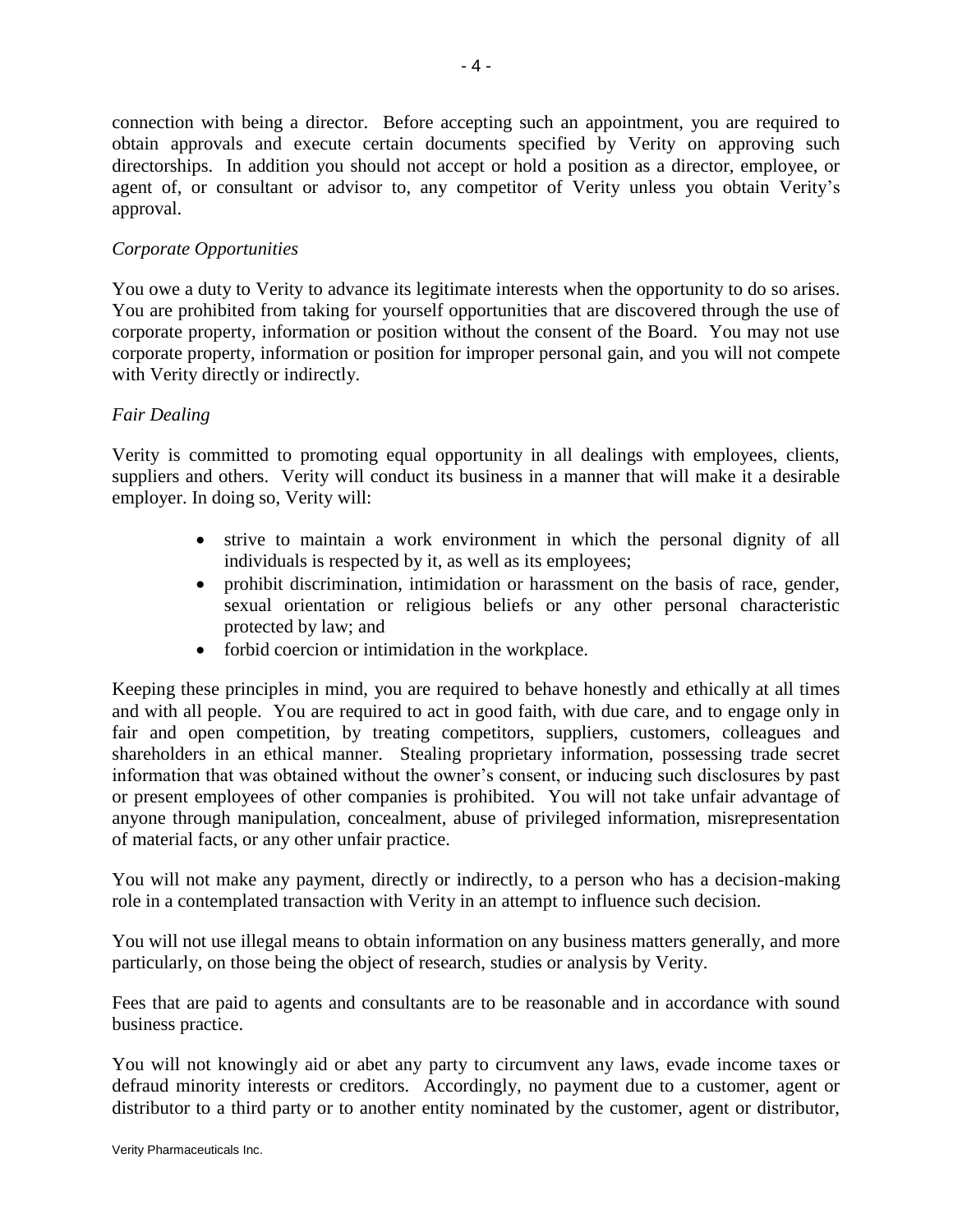connection with being a director. Before accepting such an appointment, you are required to obtain approvals and execute certain documents specified by Verity on approving such directorships. In addition you should not accept or hold a position as a director, employee, or agent of, or consultant or advisor to, any competitor of Verity unless you obtain Verity's approval.

*Corporate Opportunities*

You owe a duty to Verity to advance its legitimate interests when the opportunity to do so arises. You are prohibited from taking for yourself opportunities that are discovered through the use of corporate property, information or position without the consent of the Board. You may not use corporate property, information or position for improper personal gain, and you will not compete with Verity directly or indirectly.

*Fair Dealing*

Verity is committed to promoting equal opportunity in all dealings with employees, clients, suppliers and others. Verity will conduct its business in a manner that will make it a desirable employer. In doing so, Verity will:

- strive to maintain a work environment in which the personal dignity of all individuals is respected by it, as well as its employees;
- prohibit discrimination, intimidation or harassment on the basis of race, gender, sexual orientation or religious beliefs or any other personal characteristic protected by law; and
- forbid coercion or intimidation in the workplace.

Keeping these principles in mind, you are required to behave honestly and ethically at all times and with all people. You are required to act in good faith, with due care, and to engage only in fair and open competition, by treating competitors, suppliers, customers, colleagues and shareholders in an ethical manner. Stealing proprietary information, possessing trade secret information that was obtained without the owner's consent, or inducing such disclosures by past or present employees of other companies is prohibited. You will not take unfair advantage of anyone through manipulation, concealment, abuse of privileged information, misrepresentation of material facts, or any other unfair practice.

You will not make any payment, directly or indirectly, to a person who has a decision-making role in a contemplated transaction with Verity in an attempt to influence such decision.

You will not use illegal means to obtain information on any business matters generally, and more particularly, on those being the object of research, studies or analysis by Verity.

Fees that are paid to agents and consultants are to be reasonable and in accordance with sound business practice.

You will not knowingly aid or abet any party to circumvent any laws, evade income taxes or defraud minority interests or creditors. Accordingly, no payment due to a customer, agent or distributor to a third party or to another entity nominated by the customer, agent or distributor,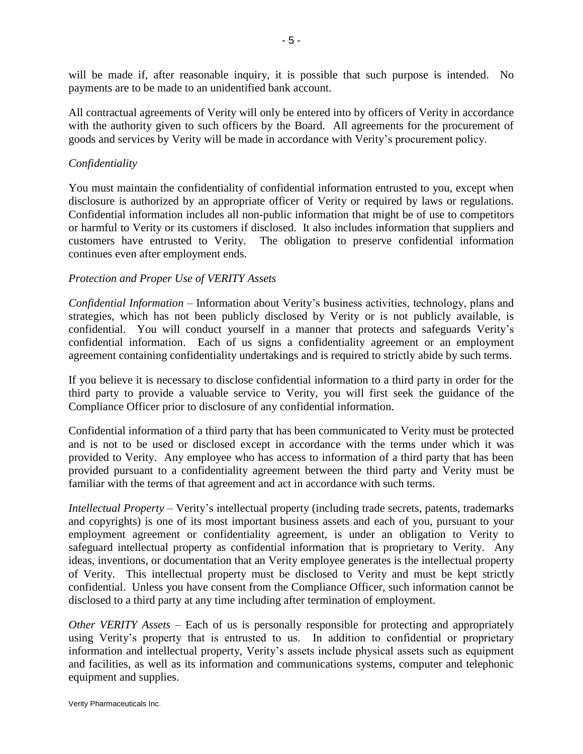will be made if, after reasonable inquiry, it is possible that such purpose is intended. No payments are to be made to an unidentified bank account.

All contractual agreements of Verity will only be entered into by officers of Verity in accordance with the authority given to such officers by the Board. All agreements for the procurement of goods and services by Verity will be made in accordance with Verity's procurement policy.

*Confidentiality*

You must maintain the confidentiality of confidential information entrusted to you, except when disclosure is authorized by an appropriate officer of Verity or required by laws or regulations. Confidential information includes all non-public information that might be of use to competitors or harmful to Verity or its customers if disclosed. It also includes information that suppliers and customers have entrusted to Verity. The obligation to preserve confidential information continues even after employment ends.

*Protection and Proper Use of VERITY Assets*

*Confidential Information* – Information about Verity's business activities, technology, plans and strategies, which has not been publicly disclosed by Verity or is not publicly available, is confidential. You will conduct yourself in a manner that protects and safeguards Verity's confidential information. Each of us signs a confidentiality agreement or an employment agreement containing confidentiality undertakings and is required to strictly abide by such terms.

If you believe it is necessary to disclose confidential information to a third party in order for the third party to provide a valuable service to Verity, you will first seek the guidance of the Compliance Officer prior to disclosure of any confidential information.

Confidential information of a third party that has been communicated to Verity must be protected and is not to be used or disclosed except in accordance with the terms under which it was provided to Verity. Any employee who has access to information of a third party that has been provided pursuant to a confidentiality agreement between the third party and Verity must be familiar with the terms of that agreement and act in accordance with such terms.

*Intellectual Property* – Verity's intellectual property (including trade secrets, patents, trademarks and copyrights) is one of its most important business assets and each of you, pursuant to your employment agreement or confidentiality agreement, is under an obligation to Verity to safeguard intellectual property as confidential information that is proprietary to Verity. Any ideas, inventions, or documentation that an Verity employee generates is the intellectual property of Verity. This intellectual property must be disclosed to Verity and must be kept strictly confidential. Unless you have consent from the Compliance Officer, such information cannot be disclosed to a third party at any time including after termination of employment.

*Other VERITY Assets* – Each of us is personally responsible for protecting and appropriately using Verity's property that is entrusted to us. In addition to confidential or proprietary information and intellectual property, Verity's assets include physical assets such as equipment and facilities, as well as its information and communications systems, computer and telephonic equipment and supplies.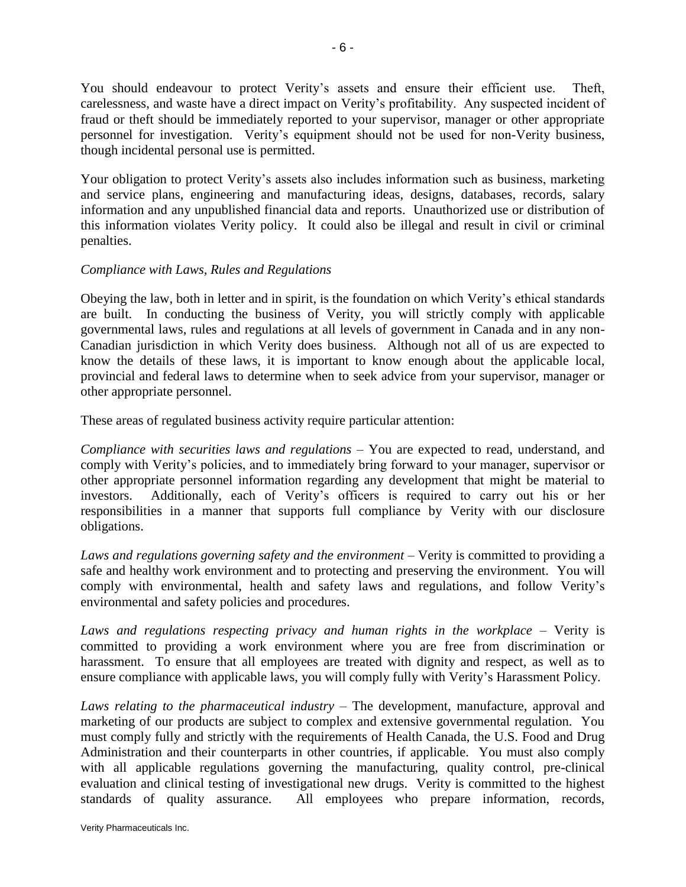You should endeavour to protect Verity's assets and ensure their efficient use. Theft, carelessness, and waste have a direct impact on Verity's profitability. Any suspected incident of fraud or theft should be immediately reported to your supervisor, manager or other appropriate personnel for investigation. Verity's equipment should not be used for non-Verity business, though incidental personal use is permitted.

Your obligation to protect Verity's assets also includes information such as business, marketing and service plans, engineering and manufacturing ideas, designs, databases, records, salary information and any unpublished financial data and reports. Unauthorized use or distribution of this information violates Verity policy. It could also be illegal and result in civil or criminal penalties.

*Compliance with Laws, Rules and Regulations*

Obeying the law, both in letter and in spirit, is the foundation on which Verity's ethical standards are built. In conducting the business of Verity, you will strictly comply with applicable governmental laws, rules and regulations at all levels of government in Canada and in any non-Canadian jurisdiction in which Verity does business. Although not all of us are expected to know the details of these laws, it is important to know enough about the applicable local, provincial and federal laws to determine when to seek advice from your supervisor, manager or other appropriate personnel.

These areas of regulated business activity require particular attention:

*Compliance with securities laws and regulations* – You are expected to read, understand, and comply with Verity's policies, and to immediately bring forward to your manager, supervisor or other appropriate personnel information regarding any development that might be material to investors. Additionally, each of Verity's officers is required to carry out his or her responsibilities in a manner that supports full compliance by Verity with our disclosure obligations.

*Laws and regulations governing safety and the environment* – Verity is committed to providing a safe and healthy work environment and to protecting and preserving the environment. You will comply with environmental, health and safety laws and regulations, and follow Verity's environmental and safety policies and procedures.

*Laws and regulations respecting privacy and human rights in the workplace* – Verity is committed to providing a work environment where you are free from discrimination or harassment. To ensure that all employees are treated with dignity and respect, as well as to ensure compliance with applicable laws, you will comply fully with Verity's Harassment Policy.

*Laws relating to the pharmaceutical industry* – The development, manufacture, approval and marketing of our products are subject to complex and extensive governmental regulation. You must comply fully and strictly with the requirements of Health Canada, the U.S. Food and Drug Administration and their counterparts in other countries, if applicable. You must also comply with all applicable regulations governing the manufacturing, quality control, pre-clinical evaluation and clinical testing of investigational new drugs. Verity is committed to the highest standards of quality assurance. All employees who prepare information, records,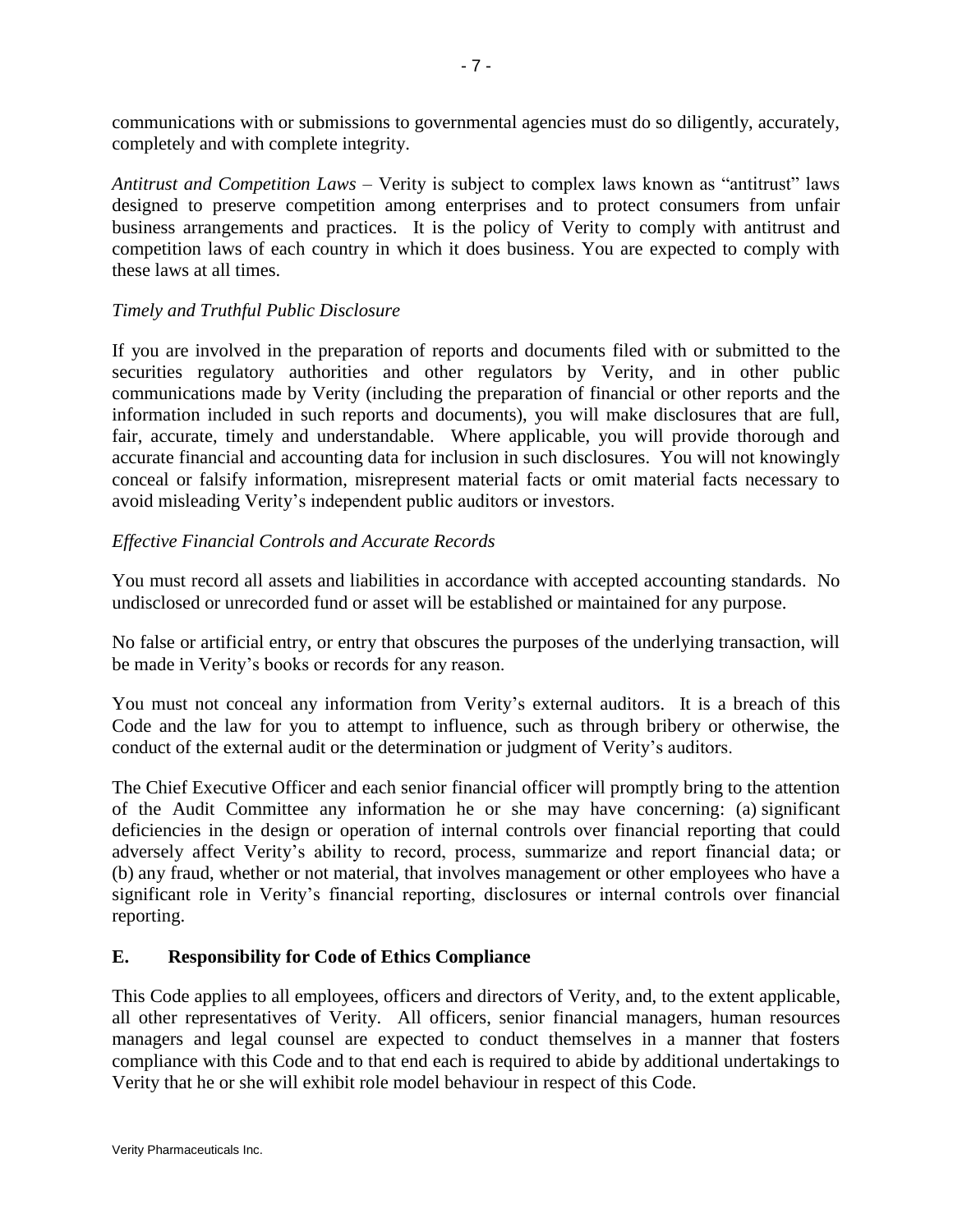communications with or submissions to governmental agencies must do so diligently, accurately, completely and with complete integrity.

*Antitrust and Competition Laws* – Verity is subject to complex laws known as "antitrust" laws designed to preserve competition among enterprises and to protect consumers from unfair business arrangements and practices. It is the policy of Verity to comply with antitrust and competition laws of each country in which it does business. You are expected to comply with these laws at all times.

*Timely and Truthful Public Disclosure*

If you are involved in the preparation of reports and documents filed with or submitted to the securities regulatory authorities and other regulators by Verity, and in other public communications made by Verity (including the preparation of financial or other reports and the information included in such reports and documents), you will make disclosures that are full, fair, accurate, timely and understandable. Where applicable, you will provide thorough and accurate financial and accounting data for inclusion in such disclosures. You will not knowingly conceal or falsify information, misrepresent material facts or omit material facts necessary to avoid misleading Verity's independent public auditors or investors.

*Effective Financial Controls and Accurate Records*

You must record all assets and liabilities in accordance with accepted accounting standards. No undisclosed or unrecorded fund or asset will be established or maintained for any purpose.

No false or artificial entry, or entry that obscures the purposes of the underlying transaction, will be made in Verity's books or records for any reason.

You must not conceal any information from Verity's external auditors. It is a breach of this Code and the law for you to attempt to influence, such as through bribery or otherwise, the conduct of the external audit or the determination or judgment of Verity's auditors.

The Chief Executive Officer and each senior financial officer will promptly bring to the attention of the Audit Committee any information he or she may have concerning: (a) significant deficiencies in the design or operation of internal controls over financial reporting that could adversely affect Verity's ability to record, process, summarize and report financial data; or (b) any fraud, whether or not material, that involves management or other employees who have a significant role in Verity's financial reporting, disclosures or internal controls over financial reporting.

## E. Responsibility for Code of Ethics Compliance

This Code applies to all employees, officers and directors of Verity, and, to the extent applicable, all other representatives of Verity. All officers, senior financial managers, human resources managers and legal counsel are expected to conduct themselves in a manner that fosters compliance with this Code and to that end each is required to abide by additional undertakings to Verity that he or she will exhibit role model behaviour in respect of this Code.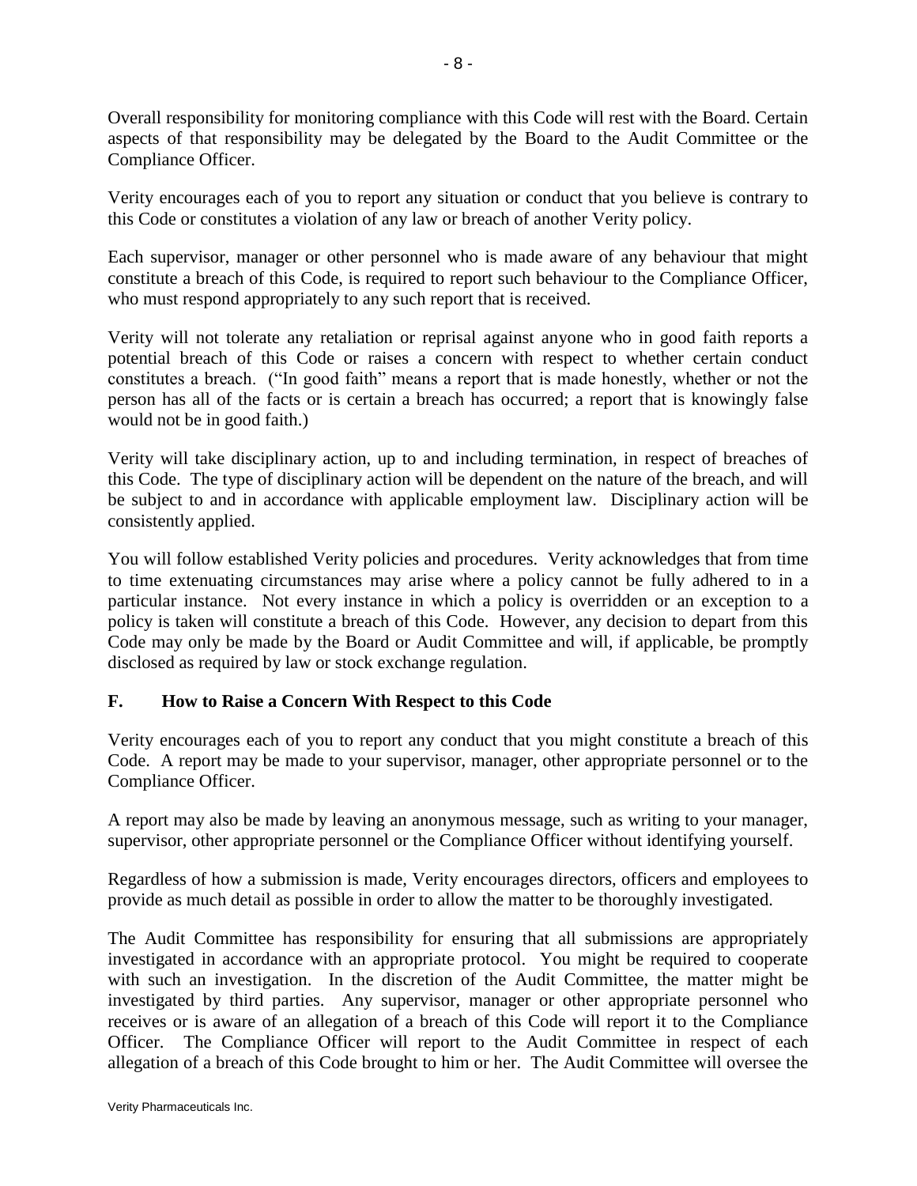Overall responsibility for monitoring compliance with this Code will rest with the Board. Certain aspects of that responsibility may be delegated by the Board to the Audit Committee or the Compliance Officer.

Verity encourages each of you to report any situation or conduct that you believe is contrary to this Code or constitutes a violation of any law or breach of another Verity policy.

Each supervisor, manager or other personnel who is made aware of any behaviour that might constitute a breach of this Code, is required to report such behaviour to the Compliance Officer, who must respond appropriately to any such report that is received.

Verity will not tolerate any retaliation or reprisal against anyone who in good faith reports a potential breach of this Code or raises a concern with respect to whether certain conduct constitutes a breach. ("In good faith" means a report that is made honestly, whether or not the person has all of the facts or is certain a breach has occurred; a report that is knowingly false would not be in good faith.)

Verity will take disciplinary action, up to and including termination, in respect of breaches of this Code. The type of disciplinary action will be dependent on the nature of the breach, and will be subject to and in accordance with applicable employment law. Disciplinary action will be consistently applied.

You will follow established Verity policies and procedures. Verity acknowledges that from time to time extenuating circumstances may arise where a policy cannot be fully adhered to in a particular instance. Not every instance in which a policy is overridden or an exception to a policy is taken will constitute a breach of this Code. However, any decision to depart from this Code may only be made by the Board or Audit Committee and will, if applicable, be promptly disclosed as required by law or stock exchange regulation.

## F. How to Raise a Concern With Respect to this Code

Verity encourages each of you to report any conduct that you might constitute a breach of this Code. A report may be made to your supervisor, manager, other appropriate personnel or to the Compliance Officer.

A report may also be made by leaving an anonymous message, such as writing to your manager, supervisor, other appropriate personnel or the Compliance Officer without identifying yourself.

Regardless of how a submission is made, Verity encourages directors, officers and employees to provide as much detail as possible in order to allow the matter to be thoroughly investigated.

The Audit Committee has responsibility for ensuring that all submissions are appropriately investigated in accordance with an appropriate protocol. You might be required to cooperate with such an investigation. In the discretion of the Audit Committee, the matter might be investigated by third parties. Any supervisor, manager or other appropriate personnel who receives or is aware of an allegation of a breach of this Code will report it to the Compliance Officer. The Compliance Officer will report to the Audit Committee in respect of each allegation of a breach of this Code brought to him or her. The Audit Committee will oversee the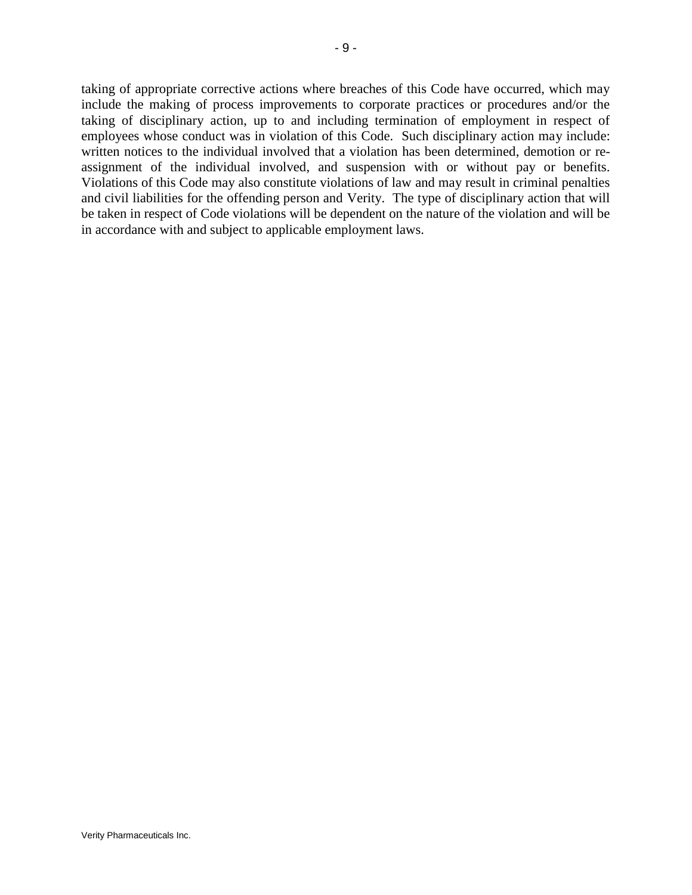taking of appropriate corrective actions where breaches of this Code have occurred, which may include the making of process improvements to corporate practices or procedures and/or the taking of disciplinary action, up to and including termination of employment in respect of employees whose conduct was in violation of this Code. Such disciplinary action may include: written notices to the individual involved that a violation has been determined, demotion or re-assignment of the individual involved, and suspension with or without pay or benefits. Violations of this Code may also constitute violations of law and may result in criminal penalties and civil liabilities for the offending person and Verity. The type of disciplinary action that will be taken in respect of Code violations will be dependent on the nature of the violation and will be in accordance with and subject to applicable employment laws.